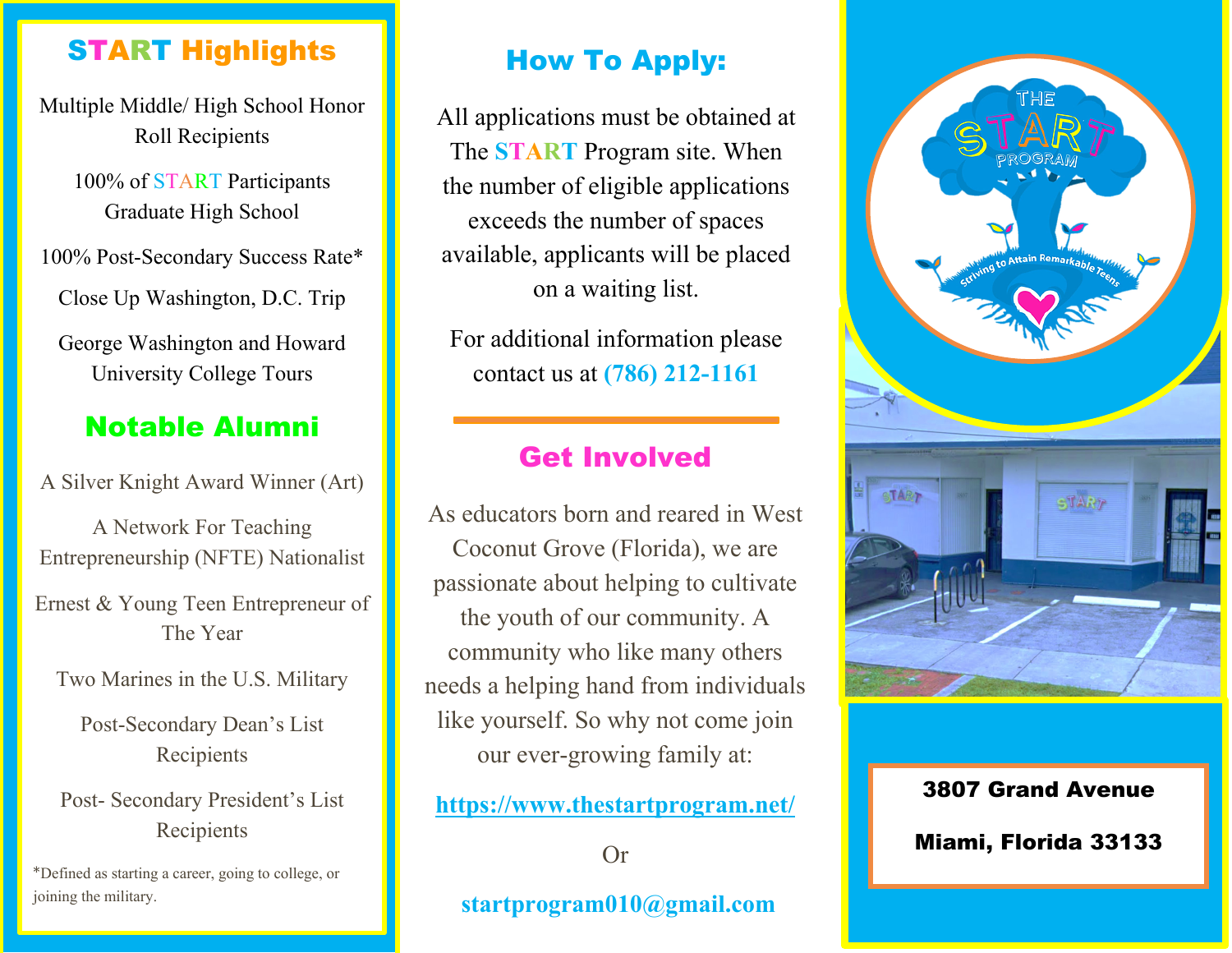## START Highlights

Multiple Middle/ High School Honor Roll Recipients

100% of START Participants Graduate High School

100% Post-Secondary Success Rate*

Close Up Washington, D.C. Trip

George Washington and Howard University College Tours

## Notable Alumni

A Silver Knight Award Winner (Art)

A Network For Teaching Entrepreneurship (NFTE) Nationalist

Ernest & Young Teen Entrepreneur of The Year

Two Marines in the U.S. Military

Post-Secondary Dean's List Recipients

Post- Secondary President's List Recipients

*Defined as starting a career, going to college, or joining the military.

## How To Apply:

All applications must be obtained at The START Program site. When the number of eligible applications exceeds the number of spaces available, applicants will be placed on a waiting list.

For additional information please contact us at (786) 212-1161

## Get Involved

As educators born and reared in West Coconut Grove (Florida), we are passionate about helping to cultivate the youth of our community. A community who like many others needs a helping hand from individuals like yourself. So why not come join our ever-growing family at:

https://www.thestartprogram.net/

Or

startprogram010@gmail.com

THE START PROGRAM

Striving to Attain Remarkable Teens

**3807 Grand Avenue**

**Miami, Florida 33133**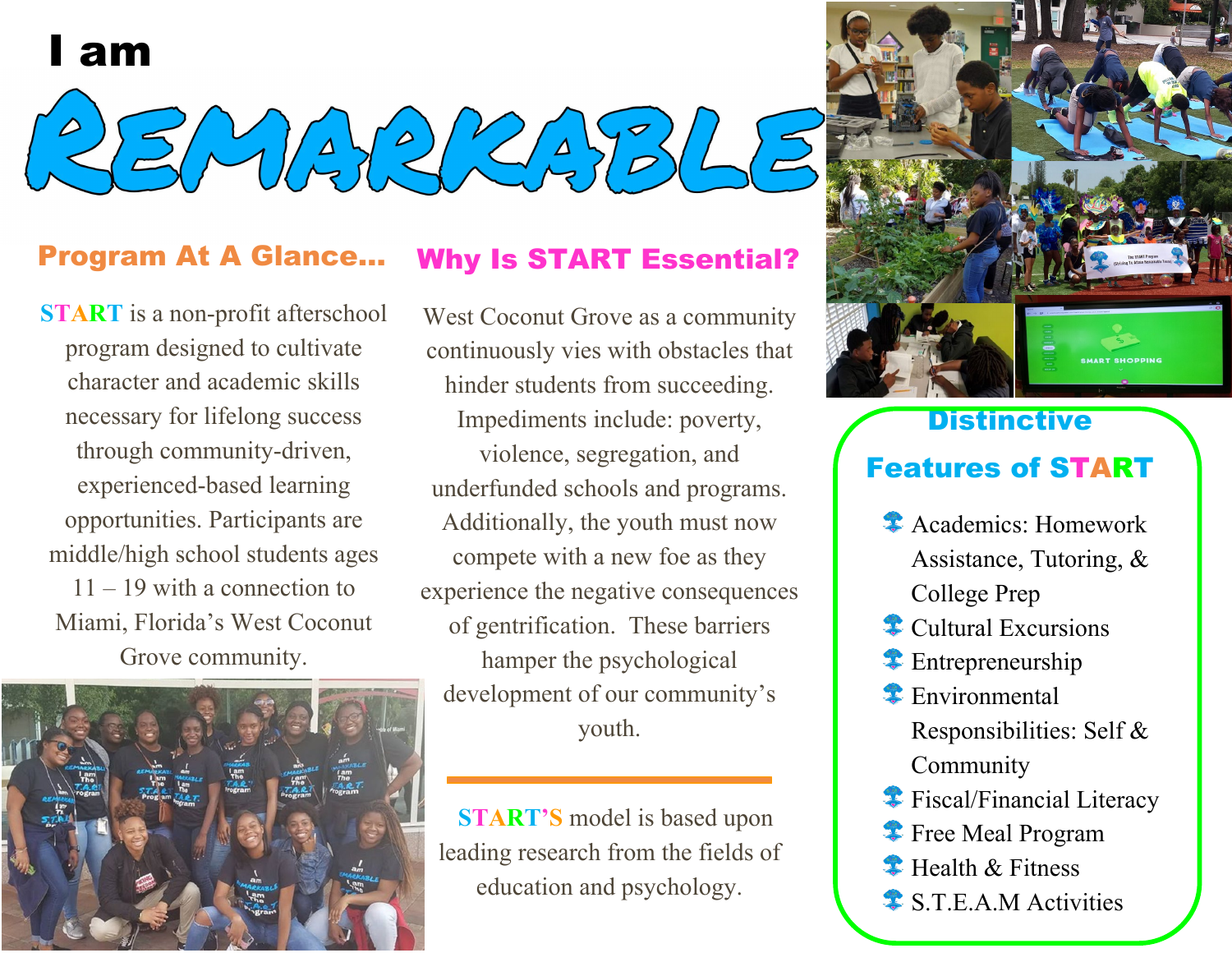# I am REMARKABLE

## Program At A Glance...

START is a non-profit afterschool program designed to cultivate character and academic skills necessary for lifelong success through community-driven, experienced-based learning opportunities. Participants are middle/high school students ages 11 – 19 with a connection to Miami, Florida's West Coconut Grove community.

## Why Is START Essential?

West Coconut Grove as a community continuously vies with obstacles that hinder students from succeeding. Impediments include: poverty, violence, segregation, and underfunded schools and programs. Additionally, the youth must now compete with a new foe as they experience the negative consequences of gentrification. These barriers hamper the psychological development of our community's youth.

START'S model is based upon leading research from the fields of education and psychology.

## Distinctive Features of START

- Academics: Homework Assistance, Tutoring, & College Prep
- Cultural Excursions
- Entrepreneurship
- Environmental Responsibilities: Self & Community
- Fiscal/Financial Literacy
- Free Meal Program
- Health & Fitness
- S.T.E.A.M Activities